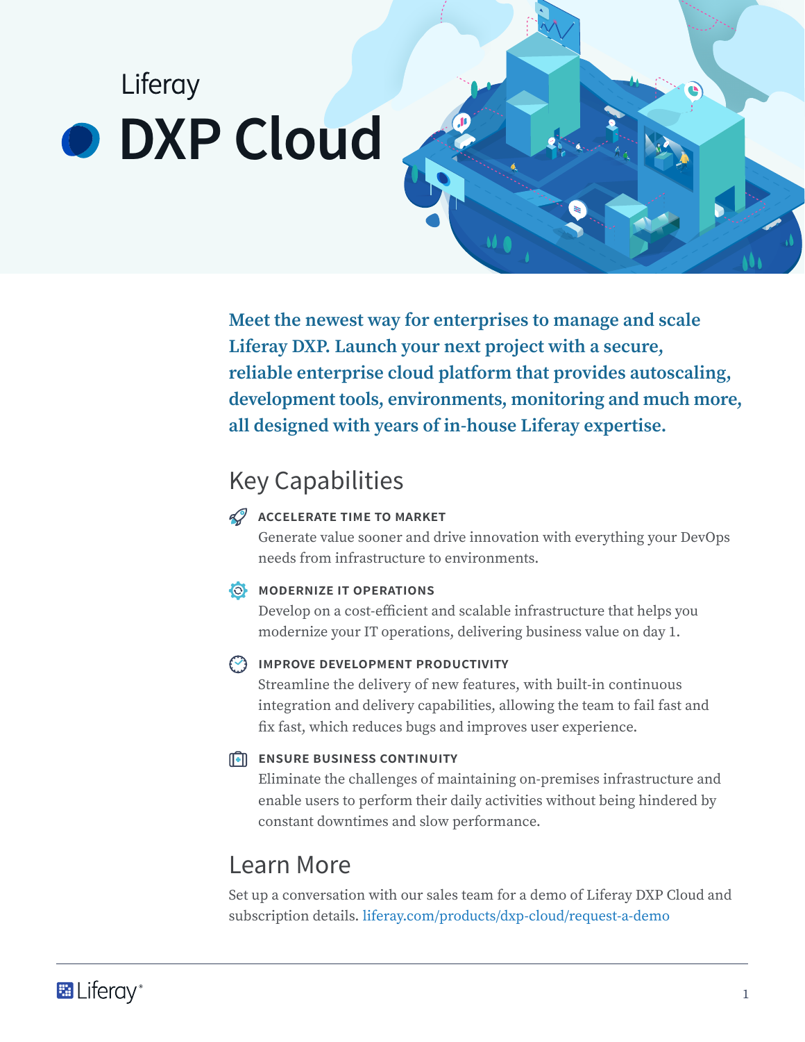Liferay

# DXP Cloud

**Meet the newest way for enterprises to manage and scale Liferay DXP. Launch your next project with a secure, reliable enterprise cloud platform that provides autoscaling, development tools, environments, monitoring and much more, all designed with years of in-house Liferay expertise.**

## Key Capabilities

### ACCELERATE TIME TO MARKET

Generate value sooner and drive innovation with everything your DevOps needs from infrastructure to environments.

### MODERNIZE IT OPERATIONS

Develop on a cost-efficient and scalable infrastructure that helps you modernize your IT operations, delivering business value on day 1.

### IMPROVE DEVELOPMENT PRODUCTIVITY

Streamline the delivery of new features, with built-in continuous integration and delivery capabilities, allowing the team to fail fast and fix fast, which reduces bugs and improves user experience.

### ENSURE BUSINESS CONTINUITY

Eliminate the challenges of maintaining on-premises infrastructure and enable users to perform their daily activities without being hindered by constant downtimes and slow performance.

## Learn More

Set up a conversation with our sales team for a demo of Liferay DXP Cloud and subscription details. liferay.com/products/dxp-cloud/request-a-demo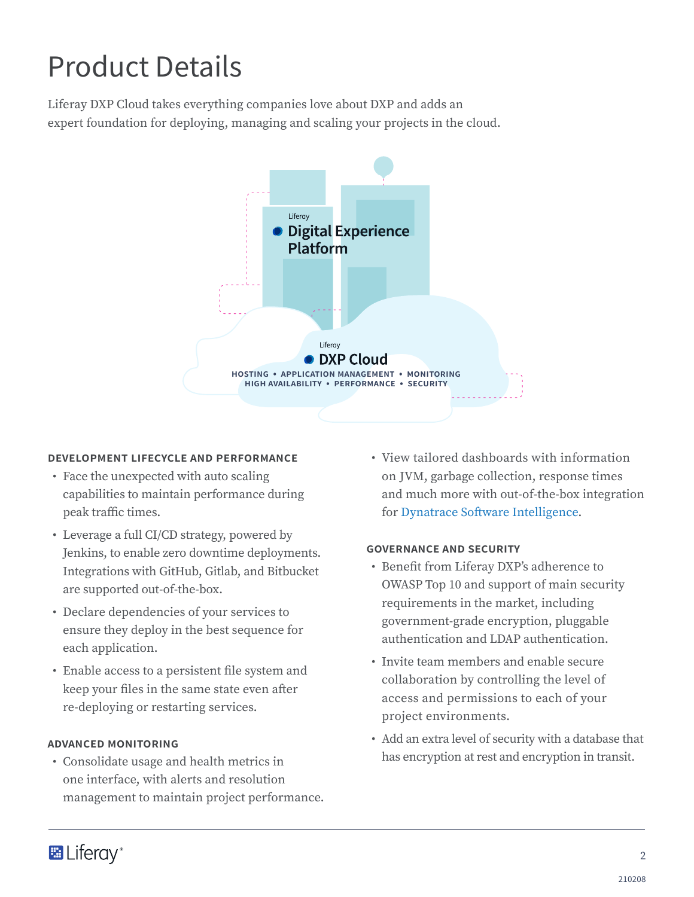# Product Details

Liferay DXP Cloud takes everything companies love about DXP and adds an expert foundation for deploying, managing and scaling your projects in the cloud.

Liferay
Digital Experience Platform

Liferay
DXP Cloud
HOSTING • APPLICATION MANAGEMENT • MONITORING
HIGH AVAILABILITY • PERFORMANCE • SECURITY

### DEVELOPMENT LIFECYCLE AND PERFORMANCE

- Face the unexpected with auto scaling capabilities to maintain performance during peak traffic times.
- Leverage a full CI/CD strategy, powered by Jenkins, to enable zero downtime deployments. Integrations with GitHub, Gitlab, and Bitbucket are supported out-of-the-box.
- Declare dependencies of your services to ensure they deploy in the best sequence for each application.
- Enable access to a persistent file system and keep your files in the same state even after re-deploying or restarting services.

### ADVANCED MONITORING

- Consolidate usage and health metrics in one interface, with alerts and resolution management to maintain project performance.
- View tailored dashboards with information on JVM, garbage collection, response times and much more with out-of-the-box integration for Dynatrace Software Intelligence.

### GOVERNANCE AND SECURITY

- Benefit from Liferay DXP's adherence to OWASP Top 10 and support of main security requirements in the market, including government-grade encryption, pluggable authentication and LDAP authentication.
- Invite team members and enable secure collaboration by controlling the level of access and permissions to each of your project environments.
- Add an extra level of security with a database that has encryption at rest and encryption in transit.